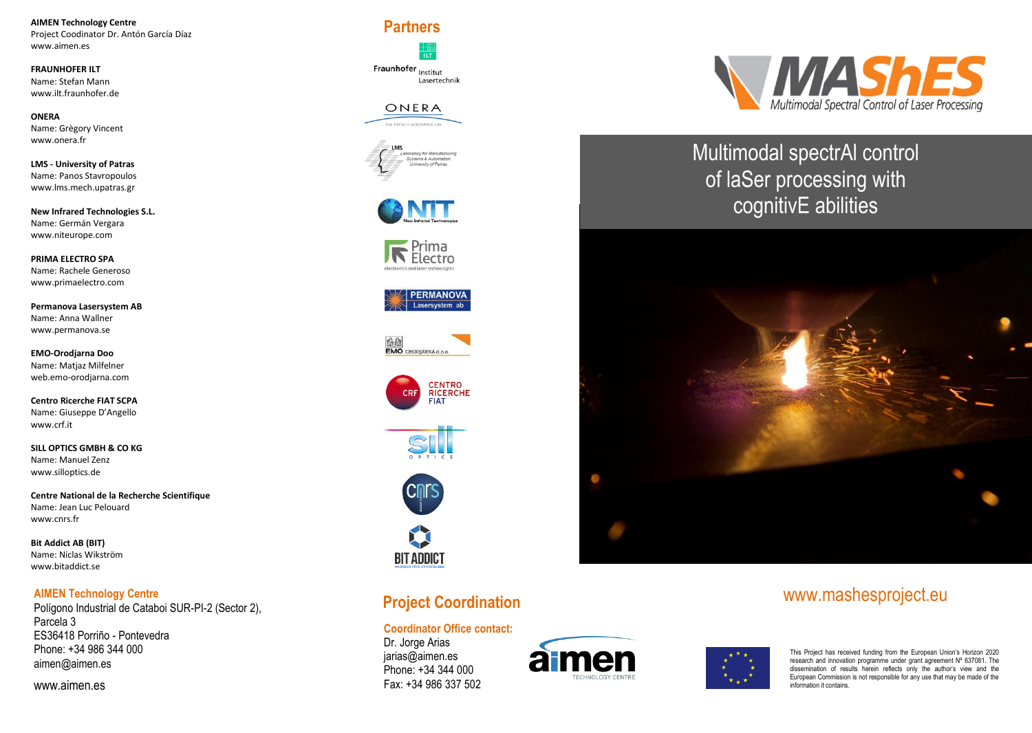**AIMEN Technology Centre**
Project Coodinator Dr. Antón García Díaz
www.aimen.es

**FRAUNHOFER ILT**
Name: Stefan Mann
www.ilt.fraunhofer.de

**ONERA**
Name: Grègory Vincent
www.onera.fr

**LMS - University of Patras**
Name: Panos Stavropoulos
www.lms.mech.upatras.gr

**New Infrared Technologies S.L.**
Name: Germán Vergara
www.niteurope.com

**PRIMA ELECTRO SPA**
Name: Rachele Generoso
www.primaelectro.com

**Permanova Lasersystem AB**
Name: Anna Wallner
www.permanova.se

**EMO-Orodjarna Doo**
Name: Matjaz Milfelner
web.emo-orodjarna.com

**Centro Ricerche FIAT SCPA**
Name: Giuseppe D'Angello
www.crf.it

**SILL OPTICS GMBH & CO KG**
Name: Manuel Zenz
www.silloptics.de

**Centre National de la Recherche Scientifique**
Name: Jean Luc Pelouard
www.cnrs.fr

**Bit Addict AB (BIT)**
Name: Niclas Wikström
www.bitaddict.se

## AIMEN Technology Centre

Polígono Industrial de Cataboi SUR-PI-2 (Sector 2),
Parcela 3
ES36418 Porriño - Pontevedra
Phone: +34 986 344 000
aimen@aimen.es

www.aimen.es

## Partners

Fraunhofer Institut Lasertechnik

ONERA – The French Aerospace Lab

LMS – Laboratory for Manufacturing Systems & Automation, University of Patras

NIT – New Infrared Technologies

Prima Electro – electronics and laser technologies

PERMANOVA Lasersystem ab

EMO ORODJARNA d.o.o.

CRF – Centro Ricerche FIAT

sill OPTICS

cnrs

BIT ADDICT

## Project Coordination

**Coordinator Office contact:**
Dr. Jorge Arias
jarias@aimen.es
Phone: +34 344 000
Fax: +34 986 337 502

aimen TECHNOLOGY CENTRE

# MAShES

*Multimodal Spectral Control of Laser Processing*

## Multimodal spectrAl control of laSer processing with cognitivE abilities

www.mashesproject.eu

This Project has received funding from the European Union's Horizon 2020 research and innovation programme under grant agreement Nº 637081. The dissemination of results herein reflects only the author's view and the European Commission is not responsible for any use that may be made of the information it contains.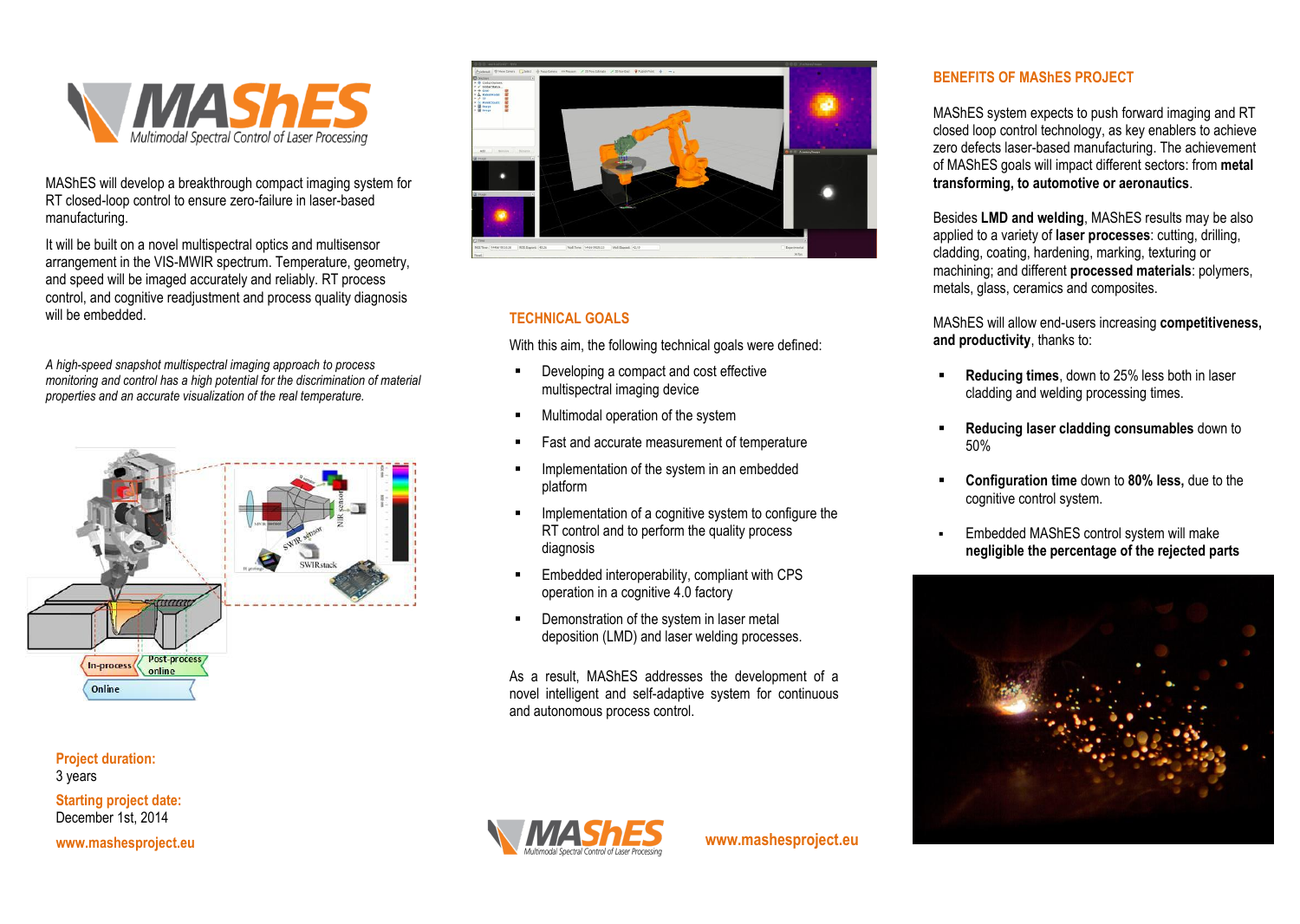MAShES will develop a breakthrough compact imaging system for RT closed-loop control to ensure zero-failure in laser-based manufacturing.

It will be built on a novel multispectral optics and multisensor arrangement in the VIS-MWIR spectrum. Temperature, geometry, and speed will be imaged accurately and reliably. RT process control, and cognitive readjustment and process quality diagnosis will be embedded.

*A high-speed snapshot multispectral imaging approach to process monitoring and control has a high potential for the discrimination of material properties and an accurate visualization of the real temperature.*

**Project duration:**
3 years

**Starting project date:**
December 1st, 2014

**www.mashesproject.eu**

## TECHNICAL GOALS

With this aim, the following technical goals were defined:

- Developing a compact and cost effective multispectral imaging device
- Multimodal operation of the system
- Fast and accurate measurement of temperature
- Implementation of the system in an embedded platform
- Implementation of a cognitive system to configure the RT control and to perform the quality process diagnosis
- Embedded interoperability, compliant with CPS operation in a cognitive 4.0 factory
- Demonstration of the system in laser metal deposition (LMD) and laser welding processes.

As a result, MAShES addresses the development of a novel intelligent and self-adaptive system for continuous and autonomous process control.

**www.mashesproject.eu**

## BENEFITS OF MAShES PROJECT

MAShES system expects to push forward imaging and RT closed loop control technology, as key enablers to achieve zero defects laser-based manufacturing. The achievement of MAShES goals will impact different sectors: from **metal transforming, to automotive or aeronautics**.

Besides **LMD and welding**, MAShES results may be also applied to a variety of **laser processes**: cutting, drilling, cladding, coating, hardening, marking, texturing or machining; and different **processed materials**: polymers, metals, glass, ceramics and composites.

MAShES will allow end-users increasing **competitiveness, and productivity**, thanks to:

- **Reducing times**, down to 25% less both in laser cladding and welding processing times.
- **Reducing laser cladding consumables** down to 50%
- **Configuration time** down to **80% less,** due to the cognitive control system.
- Embedded MAShES control system will make **negligible the percentage of the rejected parts**